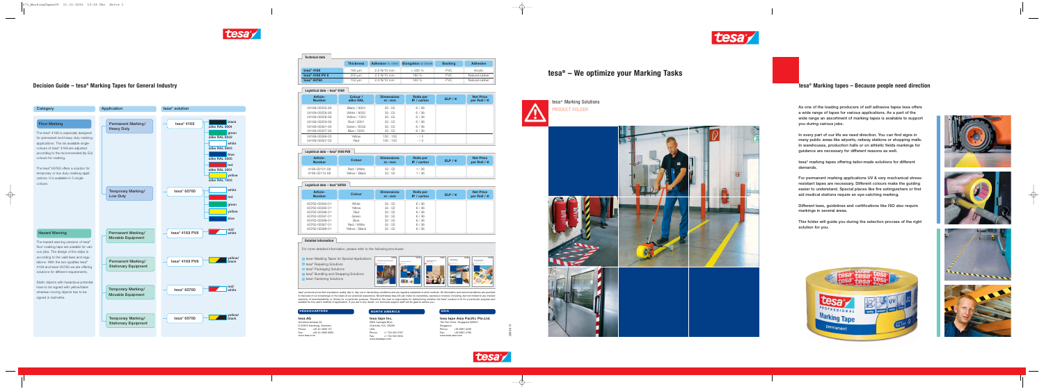## Decision Guide – tesa® Marking Tapes for General Industry

| Category | Application | tesa® solution | |
|---|---|---|---|
| **Floor Marking** | Permanent Marking/ Heavy Duty | tesa® 4169 | black alike RAL 9004; white alike RAL 9003; green alike RAL 6032; blue alike RAL 5005; red alike RAL 3001; yellow alike RAL 1003 |
| | Temporary Marking/ Low Duty | tesa® 60760 | white; red; green; yellow; blue |
| **Hazard Warning** | Permanent Marking/ Movable Equipment | tesa® 4169 PV6 | red/white |
| | Permanent Marking/ Stationary Equipment | tesa® 4169 PV6 | yellow/black |
| | Temporary Marking/ Movable Equipment | tesa® 60760 | red/white |
| | Temporary Marking/ Stationary Equipment | tesa® 60760 | yellow/black |

**Floor Marking**

The tesa® 4169 is especially designed for permanent and heavy duty marking applications. The six available single-colours of tesa® 4169 are adjusted according to the recommended (by EU) colours for marking.

The tesa® 60760 offers a solution for temporary or low duty marking applications. It is available in 5 single-colours.

**Hazard Warning**

The hazard warning versions of tesa® floor marking tape are useable for various jobs. The design of the strips is according to the valid laws and regulations. With the two qualities tesa® 4169 and tesa® 60760 we are offering solutions for different requirements.

Static objects with hazardous potential have to be signed with yellow/black whereas moving objects has to be signed in red/white.

### Technical data

| | Thickness | Adhesion to steel | Elongation at break | Backing | Adhesive |
|---|---|---|---|---|---|
| tesa® 4169 | 180 µm | 2.5 N/10 mm | > 200 % | PVC | Acrylic |
| tesa® 4169 PV 6 | 200 µm | 2.5 N/10 mm | 180 % | PVC | Natural rubber |
| tesa® 60760 | 150 µm | 2.4 N/10 mm | 160 % | PVC | Natural rubber |

### Logistical data – tesa® 4169

| Article-Number | Colour / alike RAL | Dimensions m : mm | Rolls per IP / carton | ELP / € | Net Price per Roll / € |
|---|---|---|---|---|---|
| 04169-00055-00 | Black / 9004 | 33 : 50 | 6 / 36 | | |
| 04169-00056-00 | White / 9003 | 33 : 50 | 6 / 36 | | |
| 04169-00058-00 | Yellow / 1003 | 33 : 50 | 6 / 36 | | |
| 04169-00059-00 | Red / 3001 | 33 : 50 | 6 / 36 | | |
| 04169-00061-00 | Green / 6032 | 33 : 50 | 6 / 36 | | |
| 04169-00057-00 | Blue / 5005 | 33 : 50 | 6 / 36 | | |
| 04169-00066-00 | Yellow | 100 : 100 | - / 3 | | |
| 04169-00067-00 | Red | 100 : 100 | - / 3 | | |

### Logistical data – tesa® 4169 PV6

| Article-Number | Colour | Dimensions m : mm | Rolls per IP / carton | ELP / € | Net Price per Roll / € |
|---|---|---|---|---|---|
| 4169-00101-08 | Red / White | 33 : 50 | 1 / 36 | | |
| 4169-00110-08 | Yellow / Black | 33 : 50 | 1 / 36 | | |

### Logistical data – tesa® 60760

| Article-Number | Colour | Dimensions m : mm | Rolls per IP / carton | ELP / € | Net Price per Roll / € |
|---|---|---|---|---|---|
| 60760-00094-01 | White | 33 : 50 | 6 / 36 | | |
| 60760-00095-01 | Yellow | 33 : 50 | 6 / 36 | | |
| 60760-00096-01 | Red | 33 : 50 | 6 / 36 | | |
| 60760-00097-01 | Green | 33 : 50 | 6 / 36 | | |
| 60760-00098-01 | Blue | 33 : 50 | 6 / 36 | | |
| 60760-00087-01 | Red / White | 33 : 50 | 6 / 36 | | |
| 60760-00088-01 | Yellow / Black | 33 : 50 | 6 / 36 | | |

### Detailed information

For more detailed information, please refer to the following brochures:

- tesa® Masking Tapes for Special Applications
- tesa® Repairing Solutions
- tesa® Packaging Solutions
- tesa® Bundling and Strapping Solutions
- tesa® Fastening Solutions

tesa® products prove their impressive quality day in, day out in demanding conditions and are regularly subjected to strict controls. All information and recommendations are provided to the best of our knowledge on the basis of our practical experience. Nevertheless tesa AG can make no warranties, expressed or implied, including, but not limited to any implied warranty of merchantability or fitness for a particular purpose. Therefore, the user is responsible for determining whether the tesa® product is fit for a particular purpose and suitable for the user's method of application. If you are in any doubt, our technical support staff will be glad to advise you.

**HEADQUARTERS**

**tesa AG**
Quickbornstrasse 24
D-20253 Hamburg, Germany
Phone: +49 40 4909 101
Fax: +49 40 4909 6060
www.tesa.com

**NORTH AMERICA**

**tesa tape inc.**
5825 Carnegie Blvd.
Charlotte, N.C. 28209
USA
Phone: +1 704 554 0707
Fax: +1 704 553 5633
www.tesatape.com

**ASIA**

**tesa tape Asia Pacific Pte.Ltd.**
750 Oxl Drive, Singapore 629431
Singapore
Phone: +65 6861 2026
Fax: +65 6861 4760
www.tesa-asia.com

# tesa® – We optimize your Marking Tasks

tesa® Marking Solutions

PRODUCT FOLDER

## tesa® Marking tapes – Because people need direction

As one of the leading producers of self adhesive tapes tesa offers a wide range of tapes for various applications. As a part of the wide range an assortment of marking tapes is available to support you during various jobs.

In every part of our life we need direction. You can find signs in many public areas like airports, railway stations or shopping malls. In warehouses, production halls or on athletic fields markings for guidance are necessary for different reasons as well.

tesa® marking tapes offering tailor-made solutions for different demands.

For permanent marking applications UV & very mechanical stress-resistant tapes are necessary. Different colours make the guiding easier to understand. Special places like fire extinguishers or first aid medical stations require an eye-catching marking.

Different laws, guidelines and certifications like ISO also require markings in several areas.

This folder will guide you during the selection process of the right solution for you.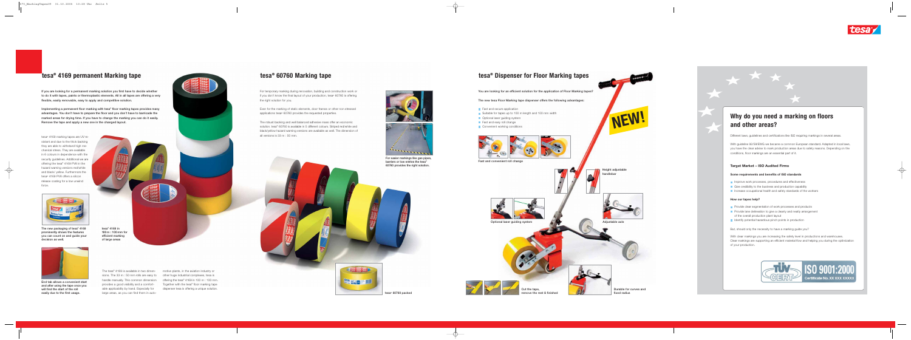## tesa® 4169 permanent Marking tape

**If you are looking for a permanent marking solution you first have to decide whether to do it with tapes, paints or thermoplastic elements. All in all tapes are offering a very flexible, easily removable, easy to apply and competitive solution.**

**Implementing a permanent floor marking with tesa® floor marking tapes provides many advantages. You don't have to prepare the floor and you don't have to barricade the marked areas for drying time. If you have to change the marking you can do it easily. Remove the tape and apply a new one in the changed layout.**

tesa® 4169 marking tapes are UV resistant and due to the thick backing they are able to withstand high mechanical stress. They are available in 6 colours in dependence with the security guidelines. Additional we are offering the tesa® 4169 PV8 in the hazard warning versions red/white and black/ yellow. Furthermore the tesa® 4169 PV8 offers a silicon release coating for a low unwind force.

**The new packaging of tesa® 4169 prominently shows the features you can count on and guide your decision as well.**

**End tab allows a convenient start and after using the tape once you will find the start of the roll easily due to the first usage.**

**tesa® 4169 in 160 m : 100 mm for efficient marking of large areas**

The tesa® 4169 is available in two dimensions. The 33 m : 50 mm rolls are easy to handle manually. This common dimension provides a good visibility and a comfortable applicability by hand. Especially for large areas, as you can find them in automotive plants, in the aviation industry or other huge industrial complexes, tesa is offering the tesa® 4169 in 160 m : 100 mm. Together with the tesa® floor marking tape dispenser tesa is offering a unique solution.

## tesa® 60760 Marking tape

For temporary marking during renovation, building and construction work or if you don't know the final layout of your production, tesa® 60760 is offering the right solution for you.

Even for the marking of static elements, door frames or other non stressed applications tesa® 60760 provides the requested properties.

The robust backing and well balanced adhesive mass offer an economic solution. tesa® 60760 is available in 5 different colours. Striped red/white and black/yellow hazard warning versions are available as well. The dimension of all versions is 33 m : 50 mm.

**For easier markings like gas pipes, barriers or low entries the tesa® 60760 provides the right solution.**

tesa® 60760 packed

## tesa® Dispenser for Floor Marking tapes

**You are looking for an efficient solution for the application of Floor Marking tapes?**

**The new tesa Floor Marking tape dispenser offers the following advantages:**

- Fast and secure application
- Suitable for tapes up to 150 m lenght and 100 mm width
- Optional laser guiding system
- Fast and easy roll change
- Convenient working conditions

NEW!

**Fast and convenient roll change**

**Height adjustable handlebar**

**Optional laser guiding system**

**Adjustable axle**

**Cut the tape, remove the rest & finished**

**Durable for curves and fixed radius**

## Why do you need a marking on floors and other areas?

Different laws, guidelines and certifications like ISO requiring markings in several areas.

With guideline 92/58/EWG we became a common European standard. Adapted in local laws, you have the clear advise to mark production areas due to safety reasons. Depending on the conditions, floor markings are an essential part of it.

**Target Market – ISO Audited Firms**

**Some requirements and benefits of ISO standards**

- Improve work processes, procedures and effectiveness
- Give credibility to the business and production capability
- Increase occupational health and safety standards of the workers

**How our tapes help?**

- Provide clear segmentation of work processes and products
- Provide lane delineation to give a cleanly and neatly arrangement of the overall production plant layout
- Identify potential hazardous pinch points in production

But, should only the necessity to have a marking guide you?

With clear markings you are increasing the safety level in productions and warehouses. Clear markings are supporting an efficient material flow and helping you during the optimization of your production.

TÜV CERT ISO 9001:2000 Certificate No. XX XXX XXXXX